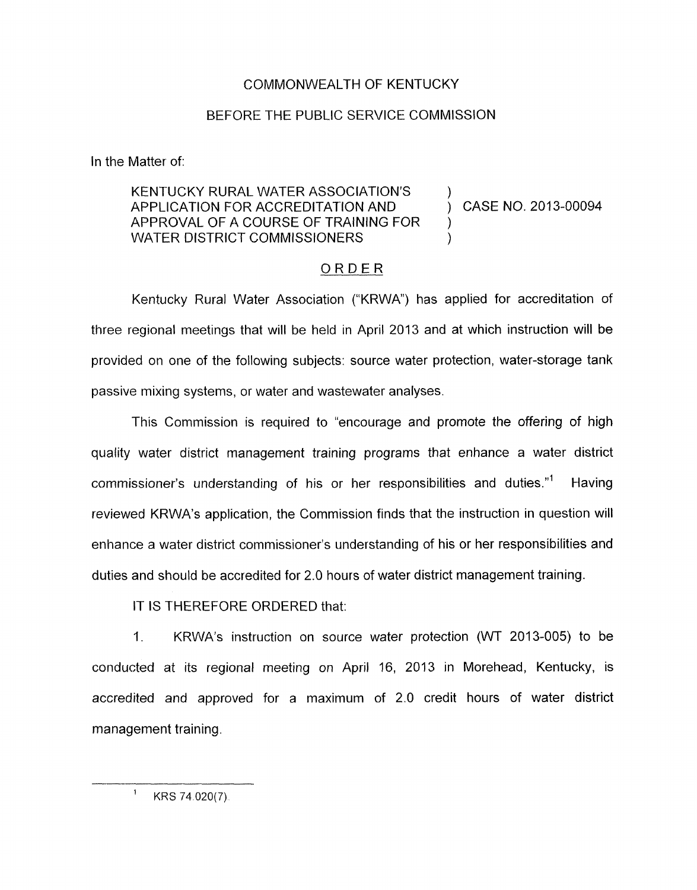COMMONWEALTH OF KENTUCKY

BEFORE THE PUBLIC SERVICE COMMISSION

In the Matter of:

KENTUCKY RURAL WATER ASSOCIATION'S APPLICATION FOR ACCREDITATION AND APPROVAL OF A COURSE OF TRAINING FOR WATER DISTRICT COMMISSIONERS ) CASE NO. 2013-00094

ORDER

Kentucky Rural Water Association ("KRWA") has applied for accreditation of three regional meetings that will be held in April 2013 and at which instruction will be provided on one of the following subjects: source water protection, water-storage tank passive mixing systems, or water and wastewater analyses.

This Commission is required to "encourage and promote the offering of high quality water district management training programs that enhance a water district commissioner's understanding of his or her responsibilities and duties."[1] Having reviewed KRWA's application, the Commission finds that the instruction in question will enhance a water district commissioner's understanding of his or her responsibilities and duties and should be accredited for 2.0 hours of water district management training.

IT IS THEREFORE ORDERED that:

1. KRWA's instruction on source water protection (WT 2013-005) to be conducted at its regional meeting on April 16, 2013 in Morehead, Kentucky, is accredited and approved for a maximum of 2.0 credit hours of water district management training.

[1] KRS 74.020(7).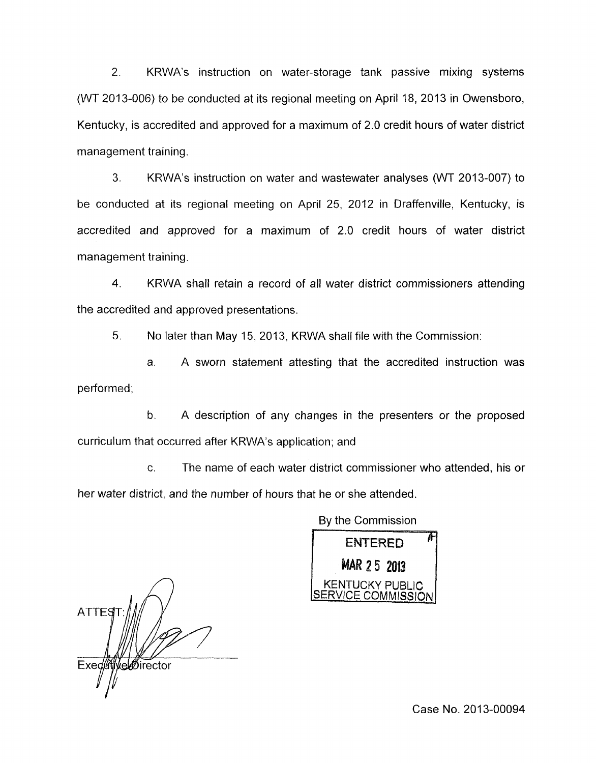2. KRWA's instruction on water-storage tank passive mixing systems (WT 2013-006) to be conducted at its regional meeting on April 18, 2013 in Owensboro, Kentucky, is accredited and approved for a maximum of 2.0 credit hours of water district management training.

3. KRWA's instruction on water and wastewater analyses (WT 2013-007) to be conducted at its regional meeting on April 25, 2012 in Draffenville, Kentucky, is accredited and approved for a maximum of 2.0 credit hours of water district management training.

4. KRWA shall retain a record of all water district commissioners attending the accredited and approved presentations.

5. No later than May 15, 2013, KRWA shall file with the Commission:

a. A sworn statement attesting that the accredited instruction was performed;

b. A description of any changes in the presenters or the proposed curriculum that occurred after KRWA's application; and

c. The name of each water district commissioner who attended, his or her water district, and the number of hours that he or she attended.

By the Commission

ENTERED
MAR 25 2013
KENTUCKY PUBLIC SERVICE COMMISSION

ATTEST:

Executive Director

Case No. 2013-00094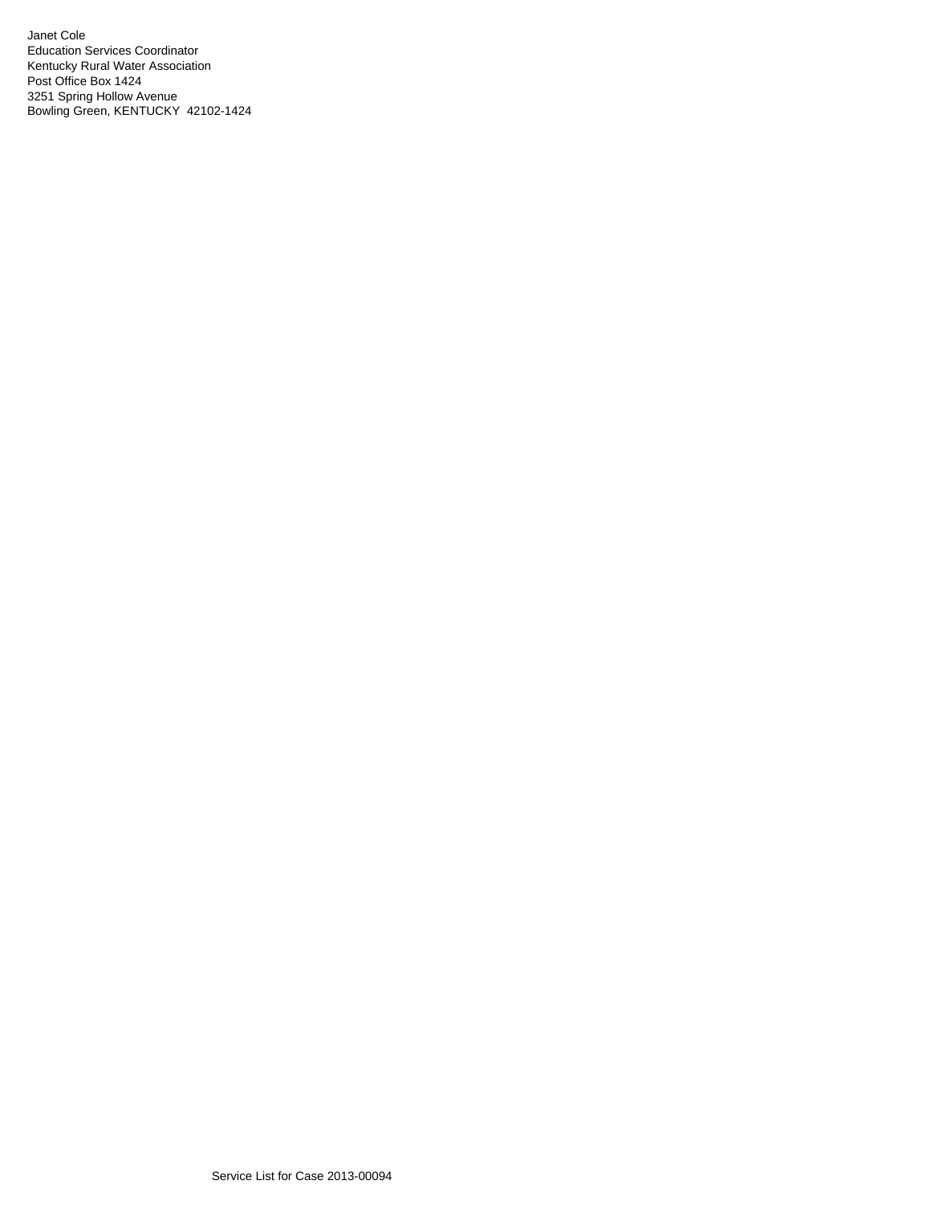Janet Cole
Education Services Coordinator
Kentucky Rural Water Association
Post Office Box 1424
3251 Spring Hollow Avenue
Bowling Green, KENTUCKY  42102-1424